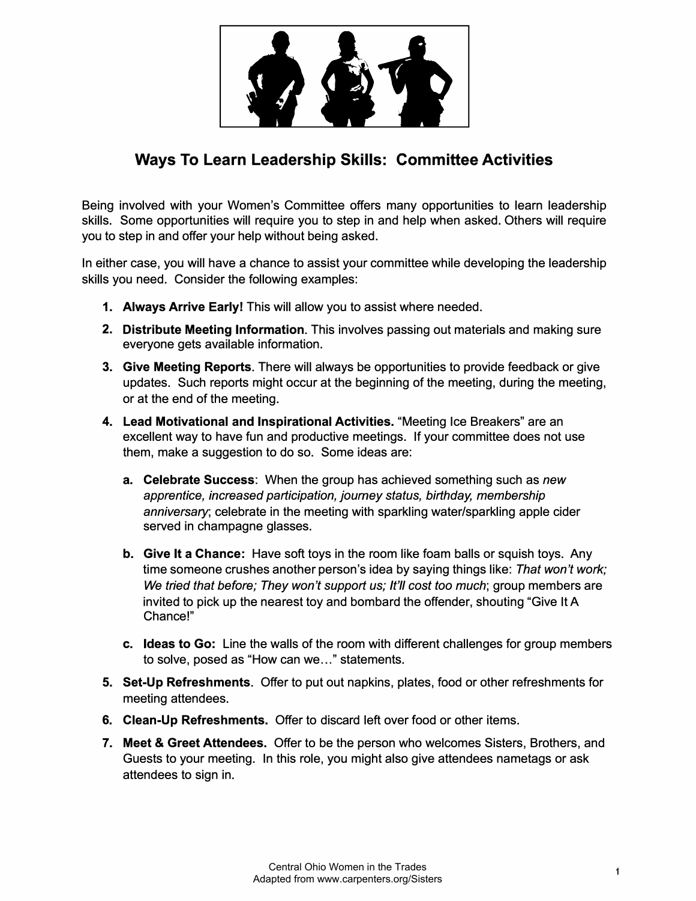# Ways To Learn Leadership Skills: Committee Activities

Being involved with your Women's Committee offers many opportunities to learn leadership skills. Some opportunities will require you to step in and help when asked. Others will require you to step in and offer your help without being asked.

In either case, you will have a chance to assist your committee while developing the leadership skills you need. Consider the following examples:

1. **Always Arrive Early!** This will allow you to assist where needed.
2. **Distribute Meeting Information**. This involves passing out materials and making sure everyone gets available information.
3. **Give Meeting Reports**. There will always be opportunities to provide feedback or give updates. Such reports might occur at the beginning of the meeting, during the meeting, or at the end of the meeting.
4. **Lead Motivational and Inspirational Activities.** "Meeting Ice Breakers" are an excellent way to have fun and productive meetings. If your committee does not use them, make a suggestion to do so. Some ideas are:
   a. **Celebrate Success**: When the group has achieved something such as *new apprentice, increased participation, journey status, birthday, membership anniversary*; celebrate in the meeting with sparkling water/sparkling apple cider served in champagne glasses.
   b. **Give It a Chance:** Have soft toys in the room like foam balls or squish toys. Any time someone crushes another person's idea by saying things like: *That won't work; We tried that before; They won't support us; It'll cost too much*; group members are invited to pick up the nearest toy and bombard the offender, shouting "Give It A Chance!"
   c. **Ideas to Go:** Line the walls of the room with different challenges for group members to solve, posed as "How can we…" statements.
5. **Set-Up Refreshments**. Offer to put out napkins, plates, food or other refreshments for meeting attendees.
6. **Clean-Up Refreshments.** Offer to discard left over food or other items.
7. **Meet & Greet Attendees.** Offer to be the person who welcomes Sisters, Brothers, and Guests to your meeting. In this role, you might also give attendees nametags or ask attendees to sign in.

Central Ohio Women in the Trades
Adapted from www.carpenters.org/Sisters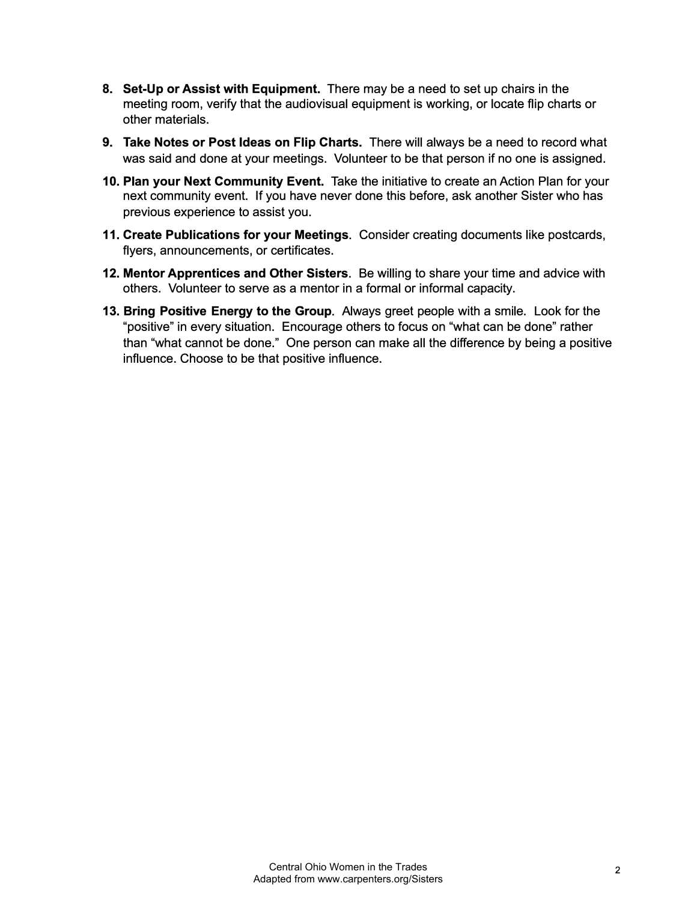8. **Set-Up or Assist with Equipment.** There may be a need to set up chairs in the meeting room, verify that the audiovisual equipment is working, or locate flip charts or other materials.
9. **Take Notes or Post Ideas on Flip Charts.** There will always be a need to record what was said and done at your meetings. Volunteer to be that person if no one is assigned.
10. **Plan your Next Community Event.** Take the initiative to create an Action Plan for your next community event. If you have never done this before, ask another Sister who has previous experience to assist you.
11. **Create Publications for your Meetings**. Consider creating documents like postcards, flyers, announcements, or certificates.
12. **Mentor Apprentices and Other Sisters**. Be willing to share your time and advice with others. Volunteer to serve as a mentor in a formal or informal capacity.
13. **Bring Positive Energy to the Group**. Always greet people with a smile. Look for the "positive" in every situation. Encourage others to focus on "what can be done" rather than "what cannot be done." One person can make all the difference by being a positive influence. Choose to be that positive influence.

Central Ohio Women in the Trades
Adapted from www.carpenters.org/Sisters